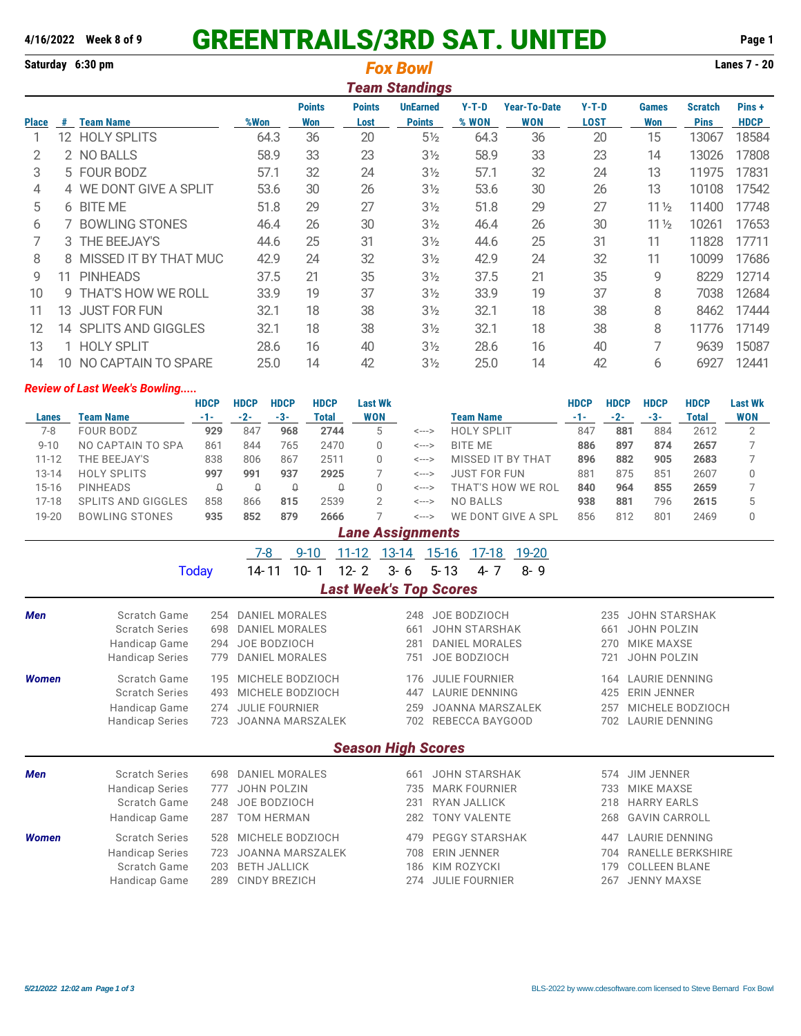4/16/2022 Week 8 of 9

# GREENTRAILS/3RD SAT. UNITED

Saturday 6:30 pm

## Fox Bowl

Lanes 7 - 20

### Team Standings

| Place | # | Team Name | %Won | Points Won | Points Lost | UnEarned Points | Y-T-D % WON | Year-To-Date WON | Y-T-D LOST | Games Won | Scratch Pins | Pins + HDCP |
|---|---|---|---|---|---|---|---|---|---|---|---|---|
| 1 | 12 | HOLY SPLITS | 64.3 | 36 | 20 | 5½ | 64.3 | 36 | 20 | 15 | 13067 | 18584 |
| 2 | 2 | NO BALLS | 58.9 | 33 | 23 | 3½ | 58.9 | 33 | 23 | 14 | 13026 | 17808 |
| 3 | 5 | FOUR BODZ | 57.1 | 32 | 24 | 3½ | 57.1 | 32 | 24 | 13 | 11975 | 17831 |
| 4 | 4 | WE DONT GIVE A SPLIT | 53.6 | 30 | 26 | 3½ | 53.6 | 30 | 26 | 13 | 10108 | 17542 |
| 5 | 6 | BITE ME | 51.8 | 29 | 27 | 3½ | 51.8 | 29 | 27 | 11½ | 11400 | 17748 |
| 6 | 7 | BOWLING STONES | 46.4 | 26 | 30 | 3½ | 46.4 | 26 | 30 | 11½ | 10261 | 17653 |
| 7 | 3 | THE BEEJAY'S | 44.6 | 25 | 31 | 3½ | 44.6 | 25 | 31 | 11 | 11828 | 17711 |
| 8 | 8 | MISSED IT BY THAT MUC | 42.9 | 24 | 32 | 3½ | 42.9 | 24 | 32 | 11 | 10099 | 17686 |
| 9 | 11 | PINHEADS | 37.5 | 21 | 35 | 3½ | 37.5 | 21 | 35 | 9 | 8229 | 12714 |
| 10 | 9 | THAT'S HOW WE ROLL | 33.9 | 19 | 37 | 3½ | 33.9 | 19 | 37 | 8 | 7038 | 12684 |
| 11 | 13 | JUST FOR FUN | 32.1 | 18 | 38 | 3½ | 32.1 | 18 | 38 | 8 | 8462 | 17444 |
| 12 | 14 | SPLITS AND GIGGLES | 32.1 | 18 | 38 | 3½ | 32.1 | 18 | 38 | 8 | 11776 | 17149 |
| 13 | 1 | HOLY SPLIT | 28.6 | 16 | 40 | 3½ | 28.6 | 16 | 40 | 7 | 9639 | 15087 |
| 14 | 10 | NO CAPTAIN TO SPARE | 25.0 | 14 | 42 | 3½ | 25.0 | 14 | 42 | 6 | 6927 | 12441 |

*Review of Last Week's Bowling.....*

| Lanes | Team Name | HDCP -1- | HDCP -2- | HDCP -3- | HDCP Total | Last Wk WON | | Team Name | HDCP -1- | HDCP -2- | HDCP -3- | HDCP Total | Last Wk WON |
|---|---|---|---|---|---|---|---|---|---|---|---|---|---|
| 7-8 | FOUR BODZ | **929** | 847 | **968** | **2744** | 5 | <---> | HOLY SPLIT | 847 | **881** | 884 | 2612 | 2 |
| 9-10 | NO CAPTAIN TO SPA | 861 | 844 | 765 | 2470 | 0 | <---> | BITE ME | **886** | **897** | **874** | **2657** | 7 |
| 11-12 | THE BEEJAY'S | 838 | 806 | 867 | 2511 | 0 | <---> | MISSED IT BY THAT | **896** | **882** | **905** | **2683** | 7 |
| 13-14 | HOLY SPLITS | **997** | **991** | **937** | **2925** | 7 | <---> | JUST FOR FUN | 881 | 875 | 851 | 2607 | 0 |
| 15-16 | PINHEADS | 0 | 0 | 0 | 0 | 0 | <---> | THAT'S HOW WE ROL | **840** | **964** | **855** | **2659** | 7 |
| 17-18 | SPLITS AND GIGGLES | 858 | 866 | **815** | 2539 | 2 | <---> | NO BALLS | **938** | **881** | 796 | **2615** | 5 |
| 19-20 | BOWLING STONES | **935** | **852** | **879** | **2666** | 7 | <---> | WE DONT GIVE A SPL | 856 | 812 | 801 | 2469 | 0 |

### Lane Assignments

| | 7-8 | 9-10 | 11-12 | 13-14 | 15-16 | 17-18 | 19-20 |
|---|---|---|---|---|---|---|---|
| Today | 14- 11 | 10- 1 | 12- 2 | 3- 6 | 5- 13 | 4- 7 | 8- 9 |

### Last Week's Top Scores

| | | | | | | | |
|---|---|---|---|---|---|---|---|
| **Men** | Scratch Game | 254 | DANIEL MORALES | 248 | JOE BODZIOCH | 235 | JOHN STARSHAK |
| | Scratch Series | 698 | DANIEL MORALES | 661 | JOHN STARSHAK | 661 | JOHN POLZIN |
| | Handicap Game | 294 | JOE BODZIOCH | 281 | DANIEL MORALES | 270 | MIKE MAXSE |
| | Handicap Series | 779 | DANIEL MORALES | 751 | JOE BODZIOCH | 721 | JOHN POLZIN |
| **Women** | Scratch Game | 195 | MICHELE BODZIOCH | 176 | JULIE FOURNIER | 164 | LAURIE DENNING |
| | Scratch Series | 493 | MICHELE BODZIOCH | 447 | LAURIE DENNING | 425 | ERIN JENNER |
| | Handicap Game | 274 | JULIE FOURNIER | 259 | JOANNA MARSZALEK | 257 | MICHELE BODZIOCH |
| | Handicap Series | 723 | JOANNA MARSZALEK | 702 | REBECCA BAYGOOD | 702 | LAURIE DENNING |

### Season High Scores

| | | | | | | | |
|---|---|---|---|---|---|---|---|
| **Men** | Scratch Series | 698 | DANIEL MORALES | 661 | JOHN STARSHAK | 574 | JIM JENNER |
| | Handicap Series | 777 | JOHN POLZIN | 735 | MARK FOURNIER | 733 | MIKE MAXSE |
| | Scratch Game | 248 | JOE BODZIOCH | 231 | RYAN JALLICK | 218 | HARRY EARLS |
| | Handicap Game | 287 | TOM HERMAN | 282 | TONY VALENTE | 268 | GAVIN CARROLL |
| **Women** | Scratch Series | 528 | MICHELE BODZIOCH | 479 | PEGGY STARSHAK | 447 | LAURIE DENNING |
| | Handicap Series | 723 | JOANNA MARSZALEK | 708 | ERIN JENNER | 704 | RANELLE BERKSHIRE |
| | Scratch Game | 203 | BETH JALLICK | 186 | KIM ROZYCKI | 179 | COLLEEN BLANE |
| | Handicap Game | 289 | CINDY BREZICH | 274 | JULIE FOURNIER | 267 | JENNY MAXSE |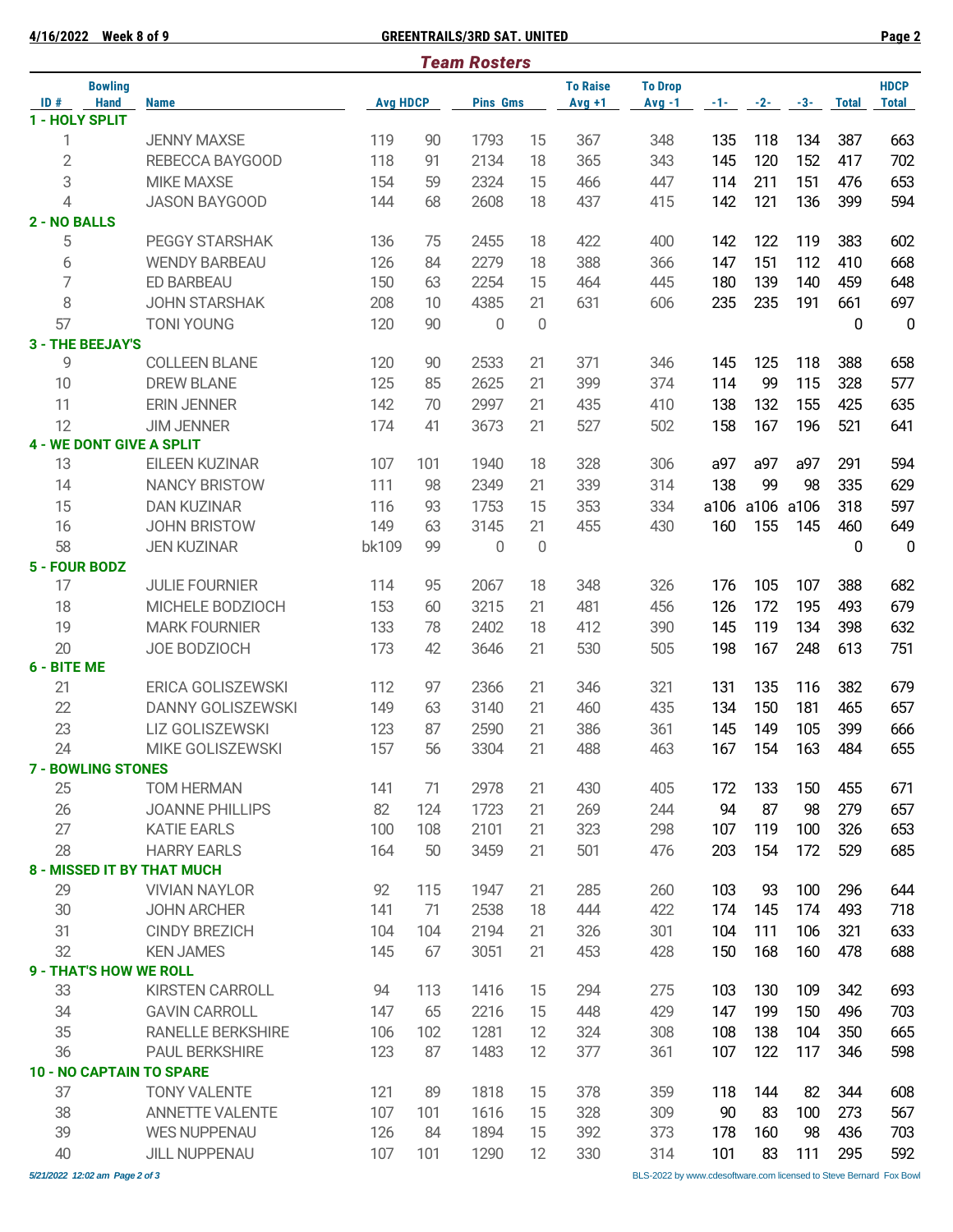## Team Rosters

| ID # | Bowling Hand | Name | Avg | HDCP | Pins | Gms | To Raise Avg +1 | To Drop Avg -1 | -1- | -2- | -3- | Total | HDCP Total |
|---|---|---|---|---|---|---|---|---|---|---|---|---|---|
| **1 - HOLY SPLIT** | | | | | | | | | | | | | |
| 1 | | JENNY MAXSE | 119 | 90 | 1793 | 15 | 367 | 348 | 135 | 118 | 134 | 387 | 663 |
| 2 | | REBECCA BAYGOOD | 118 | 91 | 2134 | 18 | 365 | 343 | 145 | 120 | 152 | 417 | 702 |
| 3 | | MIKE MAXSE | 154 | 59 | 2324 | 15 | 466 | 447 | 114 | 211 | 151 | 476 | 653 |
| 4 | | JASON BAYGOOD | 144 | 68 | 2608 | 18 | 437 | 415 | 142 | 121 | 136 | 399 | 594 |
| **2 - NO BALLS** | | | | | | | | | | | | | |
| 5 | | PEGGY STARSHAK | 136 | 75 | 2455 | 18 | 422 | 400 | 142 | 122 | 119 | 383 | 602 |
| 6 | | WENDY BARBEAU | 126 | 84 | 2279 | 18 | 388 | 366 | 147 | 151 | 112 | 410 | 668 |
| 7 | | ED BARBEAU | 150 | 63 | 2254 | 15 | 464 | 445 | 180 | 139 | 140 | 459 | 648 |
| 8 | | JOHN STARSHAK | 208 | 10 | 4385 | 21 | 631 | 606 | 235 | 235 | 191 | 661 | 697 |
| 57 | | TONI YOUNG | 120 | 90 | 0 | 0 | | | | | | 0 | 0 |
| **3 - THE BEEJAY'S** | | | | | | | | | | | | | |
| 9 | | COLLEEN BLANE | 120 | 90 | 2533 | 21 | 371 | 346 | 145 | 125 | 118 | 388 | 658 |
| 10 | | DREW BLANE | 125 | 85 | 2625 | 21 | 399 | 374 | 114 | 99 | 115 | 328 | 577 |
| 11 | | ERIN JENNER | 142 | 70 | 2997 | 21 | 435 | 410 | 138 | 132 | 155 | 425 | 635 |
| 12 | | JIM JENNER | 174 | 41 | 3673 | 21 | 527 | 502 | 158 | 167 | 196 | 521 | 641 |
| **4 - WE DONT GIVE A SPLIT** | | | | | | | | | | | | | |
| 13 | | EILEEN KUZINAR | 107 | 101 | 1940 | 18 | 328 | 306 | a97 | a97 | a97 | 291 | 594 |
| 14 | | NANCY BRISTOW | 111 | 98 | 2349 | 21 | 339 | 314 | 138 | 99 | 98 | 335 | 629 |
| 15 | | DAN KUZINAR | 116 | 93 | 1753 | 15 | 353 | 334 | a106 | a106 | a106 | 318 | 597 |
| 16 | | JOHN BRISTOW | 149 | 63 | 3145 | 21 | 455 | 430 | 160 | 155 | 145 | 460 | 649 |
| 58 | | JEN KUZINAR | bk109 | 99 | 0 | 0 | | | | | | 0 | 0 |
| **5 - FOUR BODZ** | | | | | | | | | | | | | |
| 17 | | JULIE FOURNIER | 114 | 95 | 2067 | 18 | 348 | 326 | 176 | 105 | 107 | 388 | 682 |
| 18 | | MICHELE BODZIOCH | 153 | 60 | 3215 | 21 | 481 | 456 | 126 | 172 | 195 | 493 | 679 |
| 19 | | MARK FOURNIER | 133 | 78 | 2402 | 18 | 412 | 390 | 145 | 119 | 134 | 398 | 632 |
| 20 | | JOE BODZIOCH | 173 | 42 | 3646 | 21 | 530 | 505 | 198 | 167 | 248 | 613 | 751 |
| **6 - BITE ME** | | | | | | | | | | | | | |
| 21 | | ERICA GOLISZEWSKI | 112 | 97 | 2366 | 21 | 346 | 321 | 131 | 135 | 116 | 382 | 679 |
| 22 | | DANNY GOLISZEWSKI | 149 | 63 | 3140 | 21 | 460 | 435 | 134 | 150 | 181 | 465 | 657 |
| 23 | | LIZ GOLISZEWSKI | 123 | 87 | 2590 | 21 | 386 | 361 | 145 | 149 | 105 | 399 | 666 |
| 24 | | MIKE GOLISZEWSKI | 157 | 56 | 3304 | 21 | 488 | 463 | 167 | 154 | 163 | 484 | 655 |
| **7 - BOWLING STONES** | | | | | | | | | | | | | |
| 25 | | TOM HERMAN | 141 | 71 | 2978 | 21 | 430 | 405 | 172 | 133 | 150 | 455 | 671 |
| 26 | | JOANNE PHILLIPS | 82 | 124 | 1723 | 21 | 269 | 244 | 94 | 87 | 98 | 279 | 657 |
| 27 | | KATIE EARLS | 100 | 108 | 2101 | 21 | 323 | 298 | 107 | 119 | 100 | 326 | 653 |
| 28 | | HARRY EARLS | 164 | 50 | 3459 | 21 | 501 | 476 | 203 | 154 | 172 | 529 | 685 |
| **8 - MISSED IT BY THAT MUCH** | | | | | | | | | | | | | |
| 29 | | VIVIAN NAYLOR | 92 | 115 | 1947 | 21 | 285 | 260 | 103 | 93 | 100 | 296 | 644 |
| 30 | | JOHN ARCHER | 141 | 71 | 2538 | 18 | 444 | 422 | 174 | 145 | 174 | 493 | 718 |
| 31 | | CINDY BREZICH | 104 | 104 | 2194 | 21 | 326 | 301 | 104 | 111 | 106 | 321 | 633 |
| 32 | | KEN JAMES | 145 | 67 | 3051 | 21 | 453 | 428 | 150 | 168 | 160 | 478 | 688 |
| **9 - THAT'S HOW WE ROLL** | | | | | | | | | | | | | |
| 33 | | KIRSTEN CARROLL | 94 | 113 | 1416 | 15 | 294 | 275 | 103 | 130 | 109 | 342 | 693 |
| 34 | | GAVIN CARROLL | 147 | 65 | 2216 | 15 | 448 | 429 | 147 | 199 | 150 | 496 | 703 |
| 35 | | RANELLE BERKSHIRE | 106 | 102 | 1281 | 12 | 324 | 308 | 108 | 138 | 104 | 350 | 665 |
| 36 | | PAUL BERKSHIRE | 123 | 87 | 1483 | 12 | 377 | 361 | 107 | 122 | 117 | 346 | 598 |
| **10 - NO CAPTAIN TO SPARE** | | | | | | | | | | | | | |
| 37 | | TONY VALENTE | 121 | 89 | 1818 | 15 | 378 | 359 | 118 | 144 | 82 | 344 | 608 |
| 38 | | ANNETTE VALENTE | 107 | 101 | 1616 | 15 | 328 | 309 | 90 | 83 | 100 | 273 | 567 |
| 39 | | WES NUPPENAU | 126 | 84 | 1894 | 15 | 392 | 373 | 178 | 160 | 98 | 436 | 703 |
| 40 | | JILL NUPPENAU | 107 | 101 | 1290 | 12 | 330 | 314 | 101 | 83 | 111 | 295 | 592 |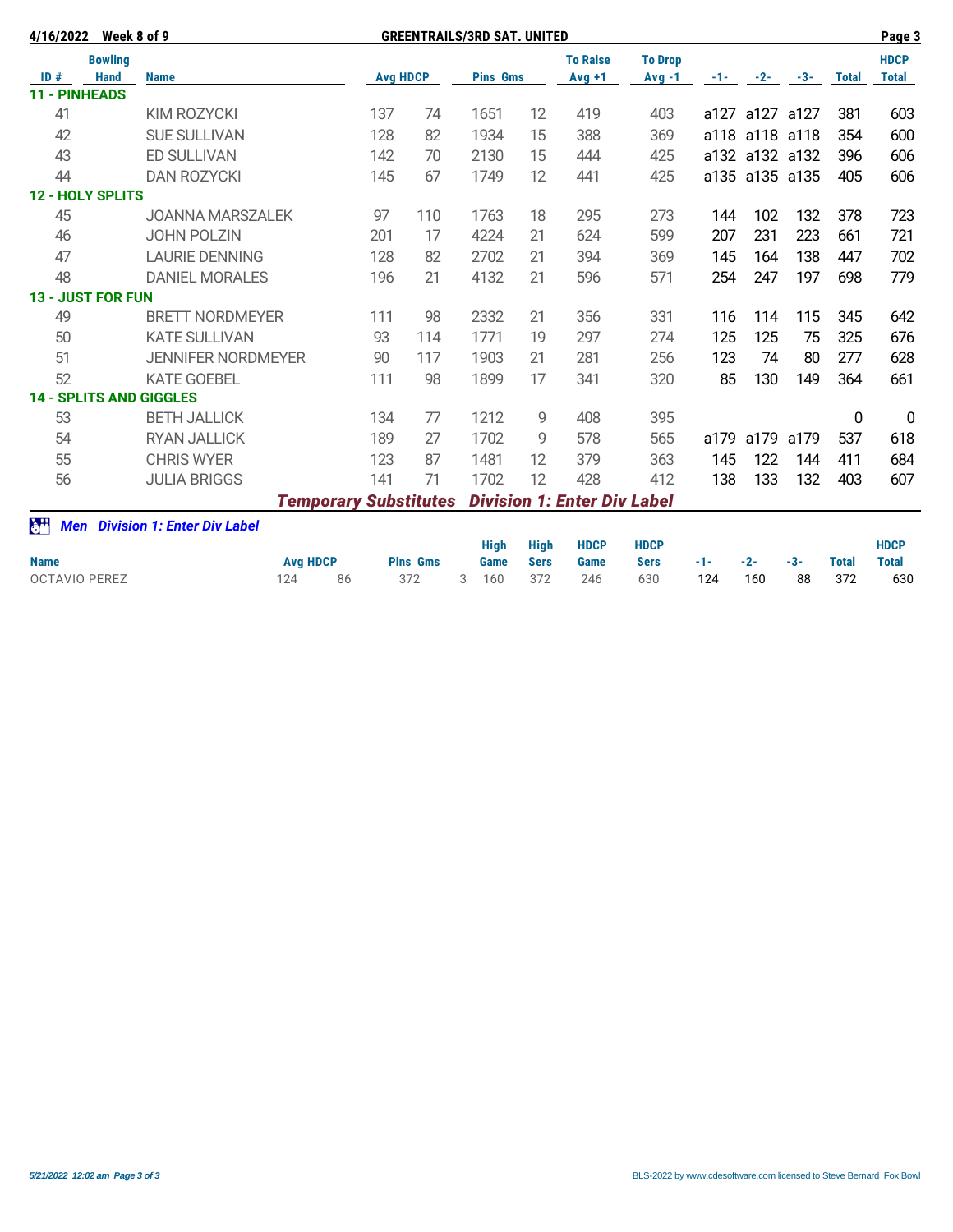**4/16/2022 Week 8 of 9 — GREENTRAILS/3RD SAT. UNITED**

| ID # | Bowling Hand | Name | Avg | HDCP | Pins | Gms | To Raise Avg +1 | To Drop Avg -1 | -1- | -2- | -3- | Total | HDCP Total |
|---|---|---|---|---|---|---|---|---|---|---|---|---|---|
| **11 - PINHEADS** | | | | | | | | | | | | | |
| 41 | | KIM ROZYCKI | 137 | 74 | 1651 | 12 | 419 | 403 | a127 | a127 | a127 | 381 | 603 |
| 42 | | SUE SULLIVAN | 128 | 82 | 1934 | 15 | 388 | 369 | a118 | a118 | a118 | 354 | 600 |
| 43 | | ED SULLIVAN | 142 | 70 | 2130 | 15 | 444 | 425 | a132 | a132 | a132 | 396 | 606 |
| 44 | | DAN ROZYCKI | 145 | 67 | 1749 | 12 | 441 | 425 | a135 | a135 | a135 | 405 | 606 |
| **12 - HOLY SPLITS** | | | | | | | | | | | | | |
| 45 | | JOANNA MARSZALEK | 97 | 110 | 1763 | 18 | 295 | 273 | 144 | 102 | 132 | 378 | 723 |
| 46 | | JOHN POLZIN | 201 | 17 | 4224 | 21 | 624 | 599 | 207 | 231 | 223 | 661 | 721 |
| 47 | | LAURIE DENNING | 128 | 82 | 2702 | 21 | 394 | 369 | 145 | 164 | 138 | 447 | 702 |
| 48 | | DANIEL MORALES | 196 | 21 | 4132 | 21 | 596 | 571 | 254 | 247 | 197 | 698 | 779 |
| **13 - JUST FOR FUN** | | | | | | | | | | | | | |
| 49 | | BRETT NORDMEYER | 111 | 98 | 2332 | 21 | 356 | 331 | 116 | 114 | 115 | 345 | 642 |
| 50 | | KATE SULLIVAN | 93 | 114 | 1771 | 19 | 297 | 274 | 125 | 125 | 75 | 325 | 676 |
| 51 | | JENNIFER NORDMEYER | 90 | 117 | 1903 | 21 | 281 | 256 | 123 | 74 | 80 | 277 | 628 |
| 52 | | KATE GOEBEL | 111 | 98 | 1899 | 17 | 341 | 320 | 85 | 130 | 149 | 364 | 661 |
| **14 - SPLITS AND GIGGLES** | | | | | | | | | | | | | |
| 53 | | BETH JALLICK | 134 | 77 | 1212 | 9 | 408 | 395 | | | | 0 | 0 |
| 54 | | RYAN JALLICK | 189 | 27 | 1702 | 9 | 578 | 565 | a179 | a179 | a179 | 537 | 618 |
| 55 | | CHRIS WYER | 123 | 87 | 1481 | 12 | 379 | 363 | 145 | 122 | 144 | 411 | 684 |
| 56 | | JULIA BRIGGS | 141 | 71 | 1702 | 12 | 428 | 412 | 138 | 133 | 132 | 403 | 607 |

***Temporary Substitutes Division 1: Enter Div Label***

***Men Division 1: Enter Div Label***

| Name | Avg | HDCP | Pins | Gms | High Game | High Sers | HDCP Game | HDCP Sers | -1- | -2- | -3- | Total | HDCP Total |
|---|---|---|---|---|---|---|---|---|---|---|---|---|---|
| OCTAVIO PEREZ | 124 | 86 | 372 | 3 | 160 | 372 | 246 | 630 | 124 | 160 | 88 | 372 | 630 |